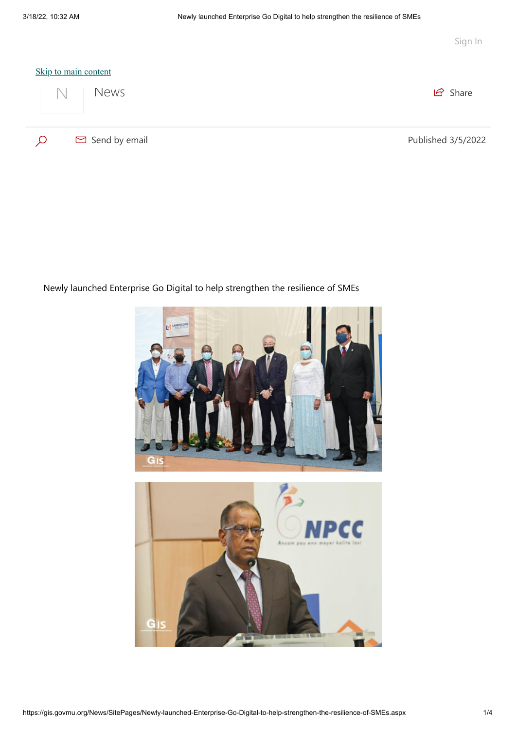Sign In

Skip to main content

News

Share

Send by email

Published 3/5/2022

Newly launched Enterprise Go Digital to help strengthen the resilience of SMEs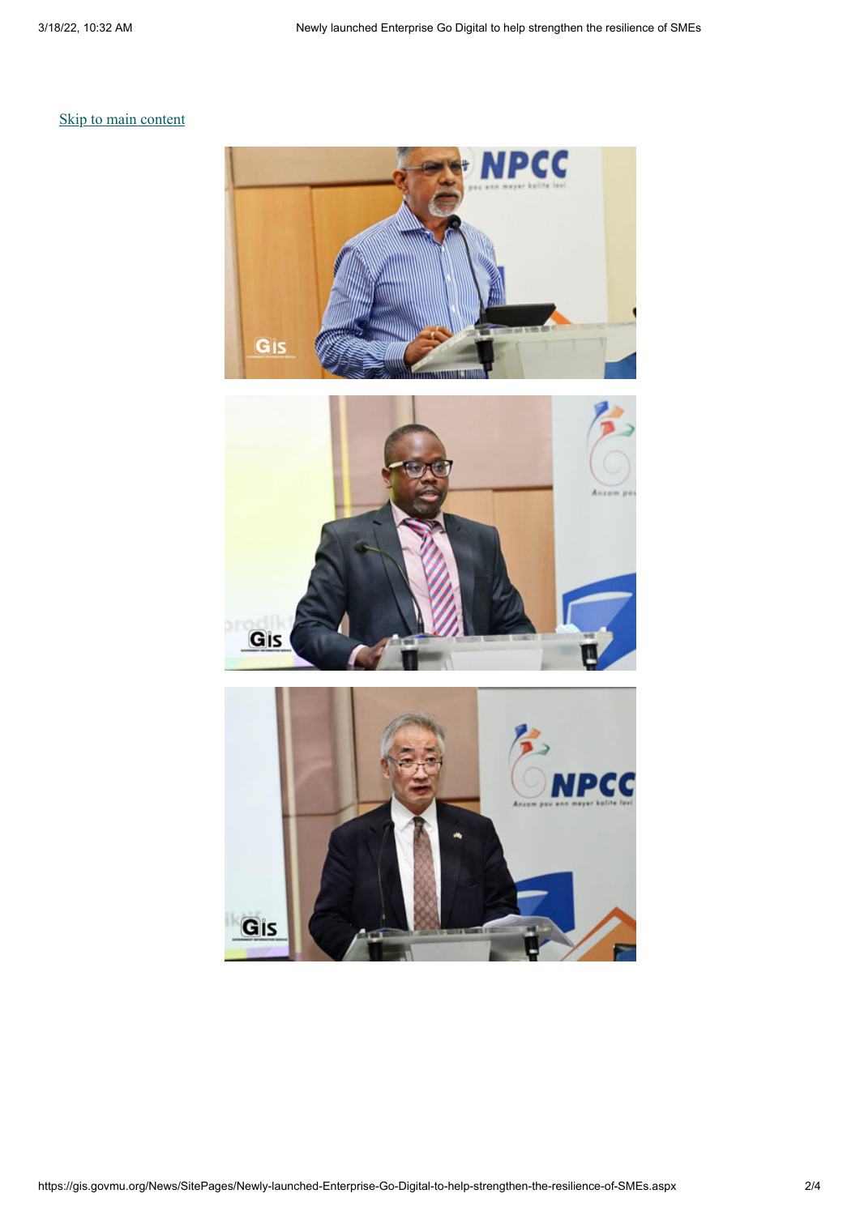[Skip to main content](#)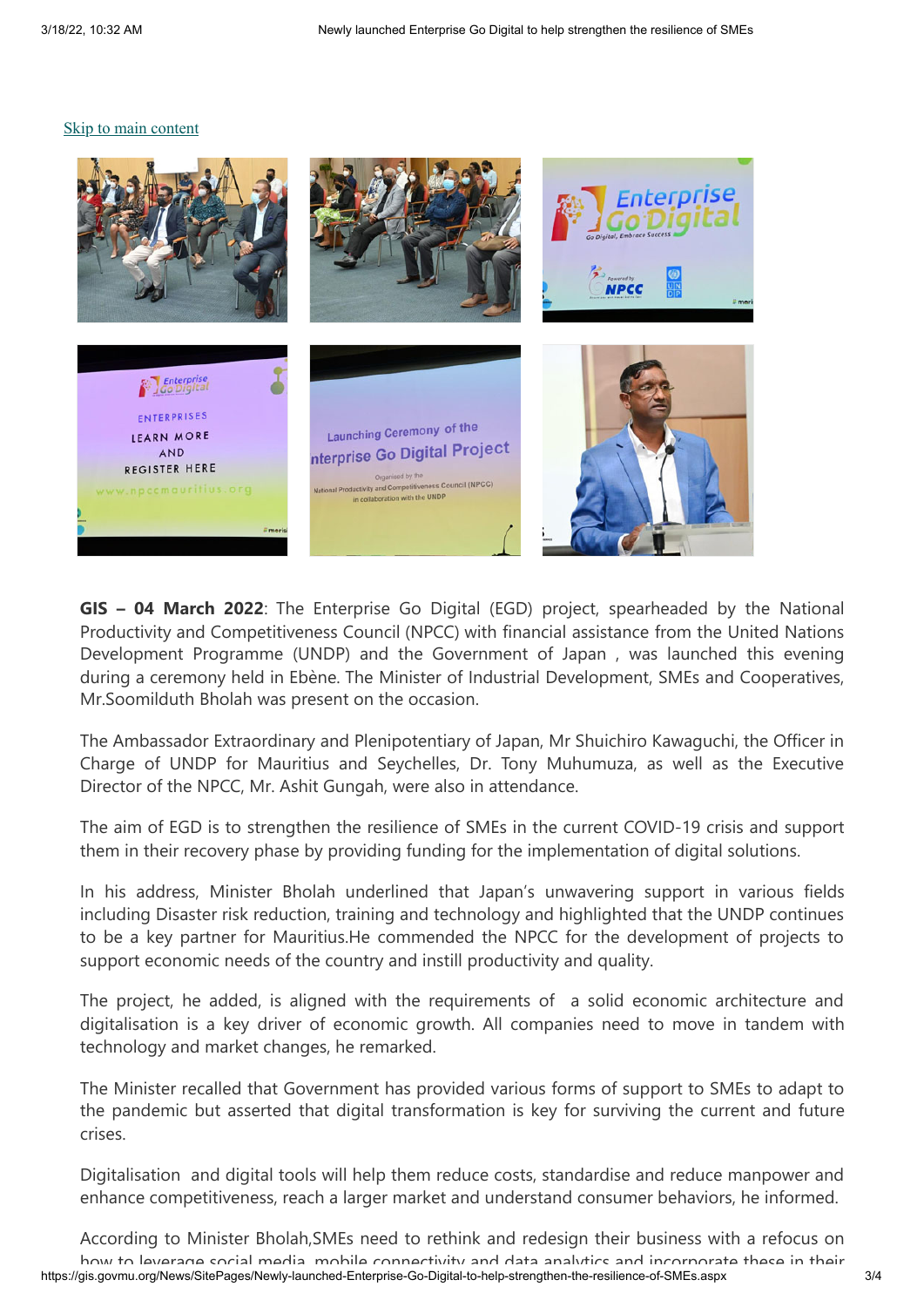[Skip to main content](#)

**GIS – 04 March 2022**: The Enterprise Go Digital (EGD) project, spearheaded by the National Productivity and Competitiveness Council (NPCC) with financial assistance from the United Nations Development Programme (UNDP) and the Government of Japan , was launched this evening during a ceremony held in Ebène. The Minister of Industrial Development, SMEs and Cooperatives, Mr.Soomilduth Bholah was present on the occasion.

The Ambassador Extraordinary and Plenipotentiary of Japan, Mr Shuichiro Kawaguchi, the Officer in Charge of UNDP for Mauritius and Seychelles, Dr. Tony Muhumuza, as well as the Executive Director of the NPCC, Mr. Ashit Gungah, were also in attendance.

The aim of EGD is to strengthen the resilience of SMEs in the current COVID-19 crisis and support them in their recovery phase by providing funding for the implementation of digital solutions.

In his address, Minister Bholah underlined that Japan's unwavering support in various fields including Disaster risk reduction, training and technology and highlighted that the UNDP continues to be a key partner for Mauritius.He commended the NPCC for the development of projects to support economic needs of the country and instill productivity and quality.

The project, he added, is aligned with the requirements of a solid economic architecture and digitalisation is a key driver of economic growth. All companies need to move in tandem with technology and market changes, he remarked.

The Minister recalled that Government has provided various forms of support to SMEs to adapt to the pandemic but asserted that digital transformation is key for surviving the current and future crises.

Digitalisation and digital tools will help them reduce costs, standardise and reduce manpower and enhance competitiveness, reach a larger market and understand consumer behaviors, he informed.

According to Minister Bholah,SMEs need to rethink and redesign their business with a refocus on how to leverage social media, mobile connectivity and data analytics and incorporate these in their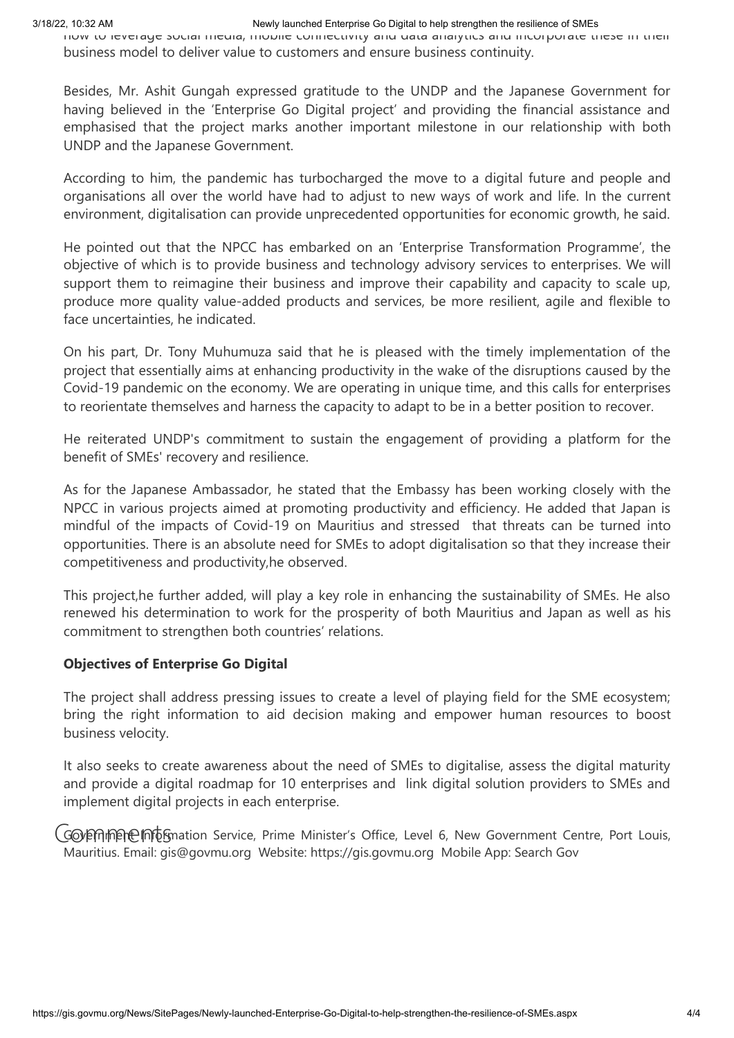how to leverage social media, mobile connectivity and data analytics and incorporate these in their business model to deliver value to customers and ensure business continuity.

Besides, Mr. Ashit Gungah expressed gratitude to the UNDP and the Japanese Government for having believed in the 'Enterprise Go Digital project' and providing the financial assistance and emphasised that the project marks another important milestone in our relationship with both UNDP and the Japanese Government.

According to him, the pandemic has turbocharged the move to a digital future and people and organisations all over the world have had to adjust to new ways of work and life. In the current environment, digitalisation can provide unprecedented opportunities for economic growth, he said.

He pointed out that the NPCC has embarked on an 'Enterprise Transformation Programme', the objective of which is to provide business and technology advisory services to enterprises. We will support them to reimagine their business and improve their capability and capacity to scale up, produce more quality value-added products and services, be more resilient, agile and flexible to face uncertainties, he indicated.

On his part, Dr. Tony Muhumuza said that he is pleased with the timely implementation of the project that essentially aims at enhancing productivity in the wake of the disruptions caused by the Covid-19 pandemic on the economy. We are operating in unique time, and this calls for enterprises to reorientate themselves and harness the capacity to adapt to be in a better position to recover.

He reiterated UNDP's commitment to sustain the engagement of providing a platform for the benefit of SMEs' recovery and resilience.

As for the Japanese Ambassador, he stated that the Embassy has been working closely with the NPCC in various projects aimed at promoting productivity and efficiency. He added that Japan is mindful of the impacts of Covid-19 on Mauritius and stressed that threats can be turned into opportunities. There is an absolute need for SMEs to adopt digitalisation so that they increase their competitiveness and productivity,he observed.

This project,he further added, will play a key role in enhancing the sustainability of SMEs. He also renewed his determination to work for the prosperity of both Mauritius and Japan as well as his commitment to strengthen both countries' relations.

**Objectives of Enterprise Go Digital**

The project shall address pressing issues to create a level of playing field for the SME ecosystem; bring the right information to aid decision making and empower human resources to boost business velocity.

It also seeks to create awareness about the need of SMEs to digitalise, assess the digital maturity and provide a digital roadmap for 10 enterprises and link digital solution providers to SMEs and implement digital projects in each enterprise.

Comments

Government Information Service, Prime Minister's Office, Level 6, New Government Centre, Port Louis, Mauritius. Email: gis@govmu.org Website: https://gis.govmu.org Mobile App: Search Gov